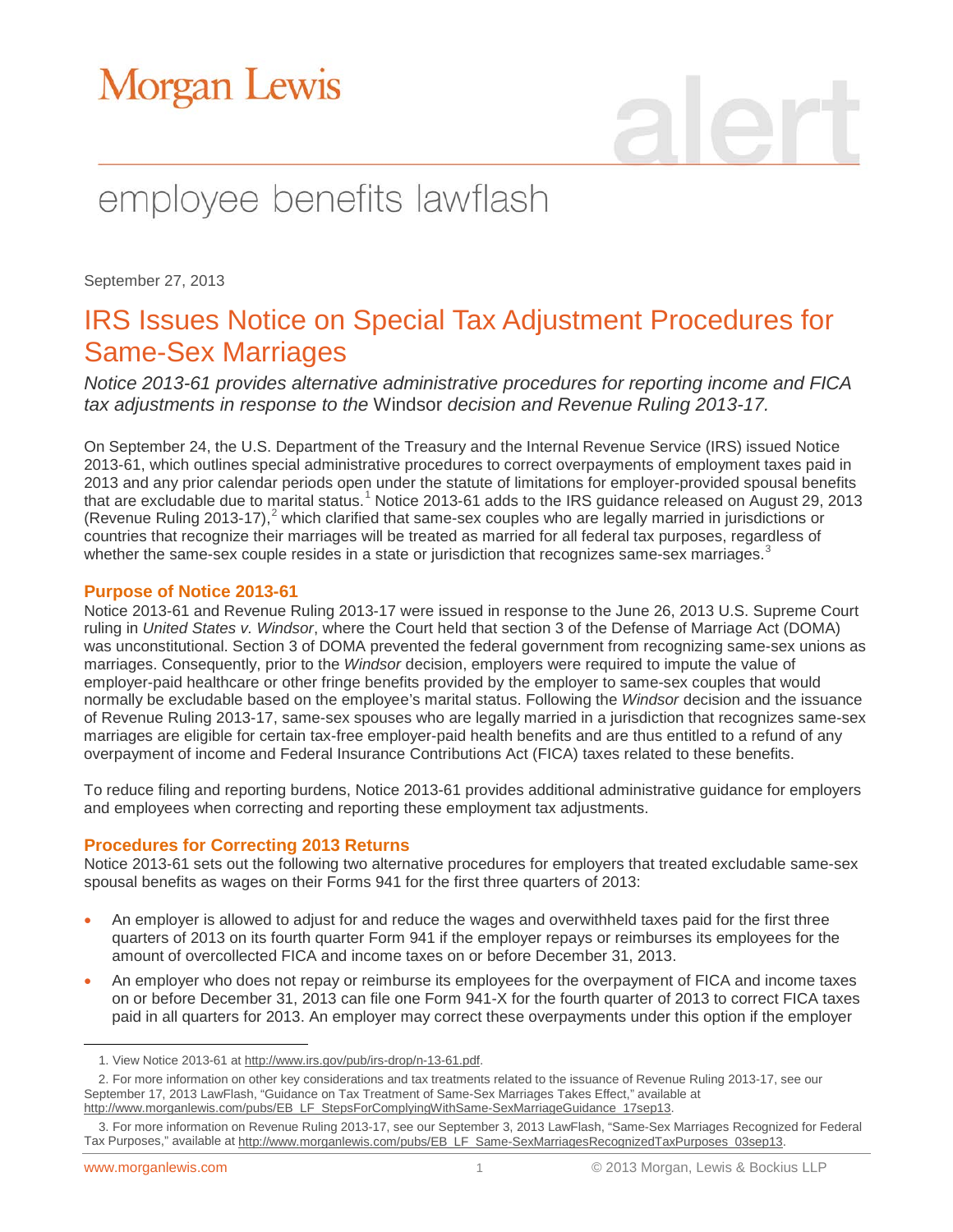# Morgan Lewis

# employee benefits lawflash

September 27, 2013

## IRS Issues Notice on Special Tax Adjustment Procedures for Same-Sex Marriages

*Notice 2013-61 provides alternative administrative procedures for reporting income and FICA tax adjustments in response to the* Windsor *decision and Revenue Ruling 2013-17.*

On September 24, the U.S. Department of the Treasury and the Internal Revenue Service (IRS) issued Notice 2013-61, which outlines special administrative procedures to correct overpayments of employment taxes paid in 2013 and any prior calendar periods open under the statute of limitations for employer-provided spousal benefits that are excludable due to marital status.[1] Notice 2013-61 adds to the IRS guidance released on August 29, 2013 (Revenue Ruling 2013-17),[2] which clarified that same-sex couples who are legally married in jurisdictions or countries that recognize their marriages will be treated as married for all federal tax purposes, regardless of whether the same-sex couple resides in a state or jurisdiction that recognizes same-sex marriages.[3]

### Purpose of Notice 2013-61

Notice 2013-61 and Revenue Ruling 2013-17 were issued in response to the June 26, 2013 U.S. Supreme Court ruling in *United States v. Windsor*, where the Court held that section 3 of the Defense of Marriage Act (DOMA) was unconstitutional. Section 3 of DOMA prevented the federal government from recognizing same-sex unions as marriages. Consequently, prior to the *Windsor* decision, employers were required to impute the value of employer-paid healthcare or other fringe benefits provided by the employer to same-sex couples that would normally be excludable based on the employee's marital status. Following the *Windsor* decision and the issuance of Revenue Ruling 2013-17, same-sex spouses who are legally married in a jurisdiction that recognizes same-sex marriages are eligible for certain tax-free employer-paid health benefits and are thus entitled to a refund of any overpayment of income and Federal Insurance Contributions Act (FICA) taxes related to these benefits.

To reduce filing and reporting burdens, Notice 2013-61 provides additional administrative guidance for employers and employees when correcting and reporting these employment tax adjustments.

### Procedures for Correcting 2013 Returns

Notice 2013-61 sets out the following two alternative procedures for employers that treated excludable same-sex spousal benefits as wages on their Forms 941 for the first three quarters of 2013:

- An employer is allowed to adjust for and reduce the wages and overwithheld taxes paid for the first three quarters of 2013 on its fourth quarter Form 941 if the employer repays or reimburses its employees for the amount of overcollected FICA and income taxes on or before December 31, 2013.
- An employer who does not repay or reimburse its employees for the overpayment of FICA and income taxes on or before December 31, 2013 can file one Form 941-X for the fourth quarter of 2013 to correct FICA taxes paid in all quarters for 2013. An employer may correct these overpayments under this option if the employer

1. View Notice 2013-61 at http://www.irs.gov/pub/irs-drop/n-13-61.pdf.

2. For more information on other key considerations and tax treatments related to the issuance of Revenue Ruling 2013-17, see our September 17, 2013 LawFlash, "Guidance on Tax Treatment of Same-Sex Marriages Takes Effect," available at http://www.morganlewis.com/pubs/EB_LF_StepsForComplyingWithSame-SexMarriageGuidance_17sep13.

3. For more information on Revenue Ruling 2013-17, see our September 3, 2013 LawFlash, "Same-Sex Marriages Recognized for Federal Tax Purposes," available at http://www.morganlewis.com/pubs/EB_LF_Same-SexMarriagesRecognizedTaxPurposes_03sep13.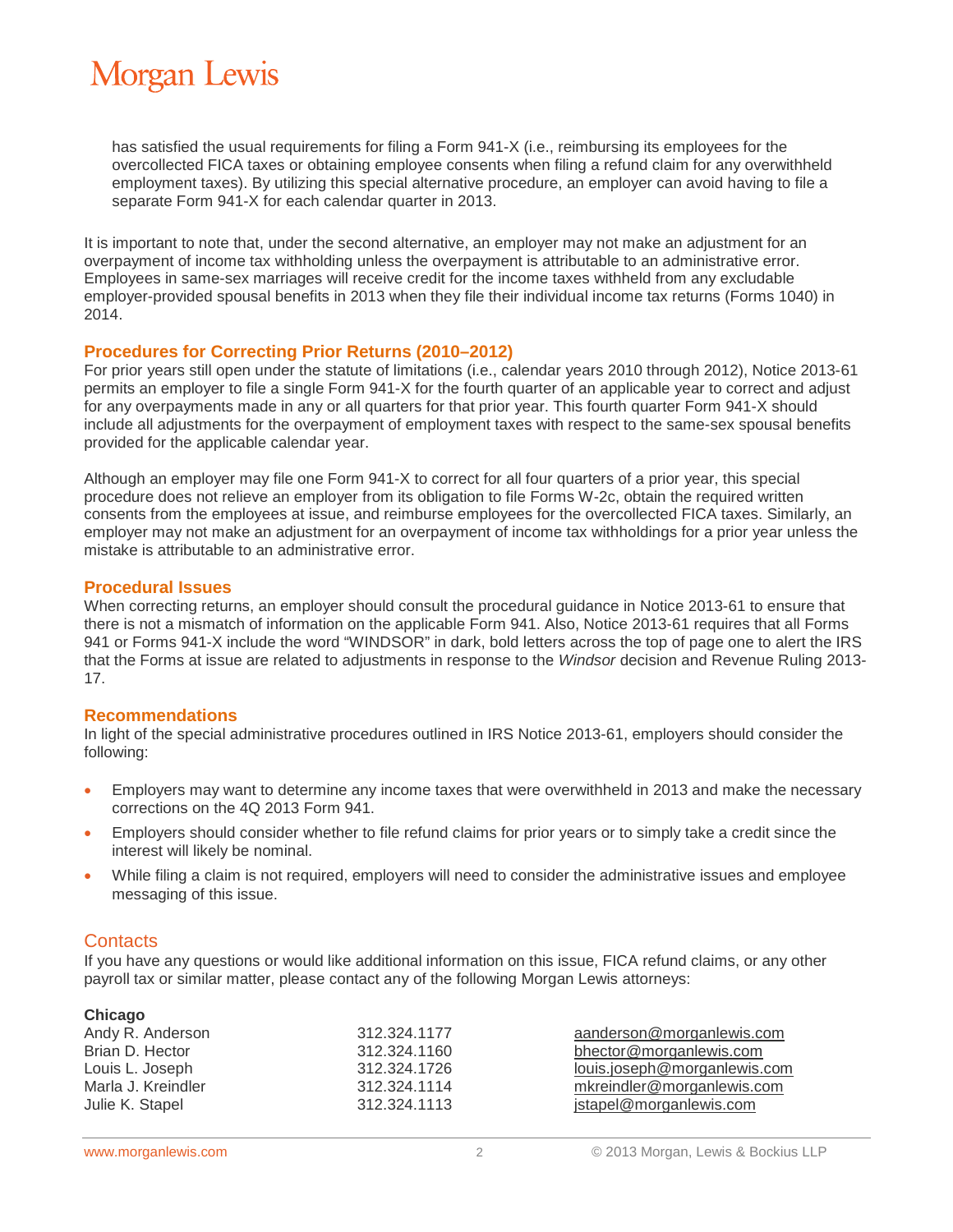has satisfied the usual requirements for filing a Form 941-X (i.e., reimbursing its employees for the overcollected FICA taxes or obtaining employee consents when filing a refund claim for any overwithheld employment taxes). By utilizing this special alternative procedure, an employer can avoid having to file a separate Form 941-X for each calendar quarter in 2013.

It is important to note that, under the second alternative, an employer may not make an adjustment for an overpayment of income tax withholding unless the overpayment is attributable to an administrative error. Employees in same-sex marriages will receive credit for the income taxes withheld from any excludable employer-provided spousal benefits in 2013 when they file their individual income tax returns (Forms 1040) in 2014.

### Procedures for Correcting Prior Returns (2010–2012)

For prior years still open under the statute of limitations (i.e., calendar years 2010 through 2012), Notice 2013-61 permits an employer to file a single Form 941-X for the fourth quarter of an applicable year to correct and adjust for any overpayments made in any or all quarters for that prior year. This fourth quarter Form 941-X should include all adjustments for the overpayment of employment taxes with respect to the same-sex spousal benefits provided for the applicable calendar year.

Although an employer may file one Form 941-X to correct for all four quarters of a prior year, this special procedure does not relieve an employer from its obligation to file Forms W-2c, obtain the required written consents from the employees at issue, and reimburse employees for the overcollected FICA taxes. Similarly, an employer may not make an adjustment for an overpayment of income tax withholdings for a prior year unless the mistake is attributable to an administrative error.

### Procedural Issues

When correcting returns, an employer should consult the procedural guidance in Notice 2013-61 to ensure that there is not a mismatch of information on the applicable Form 941. Also, Notice 2013-61 requires that all Forms 941 or Forms 941-X include the word "WINDSOR" in dark, bold letters across the top of page one to alert the IRS that the Forms at issue are related to adjustments in response to the *Windsor* decision and Revenue Ruling 2013-17.

### Recommendations

In light of the special administrative procedures outlined in IRS Notice 2013-61, employers should consider the following:

- Employers may want to determine any income taxes that were overwithheld in 2013 and make the necessary corrections on the 4Q 2013 Form 941.
- Employers should consider whether to file refund claims for prior years or to simply take a credit since the interest will likely be nominal.
- While filing a claim is not required, employers will need to consider the administrative issues and employee messaging of this issue.

## Contacts

If you have any questions or would like additional information on this issue, FICA refund claims, or any other payroll tax or similar matter, please contact any of the following Morgan Lewis attorneys:

**Chicago**

| | | |
|---|---|---|
| Andy R. Anderson | 312.324.1177 | aanderson@morganlewis.com |
| Brian D. Hector | 312.324.1160 | bhector@morganlewis.com |
| Louis L. Joseph | 312.324.1726 | louis.joseph@morganlewis.com |
| Marla J. Kreindler | 312.324.1114 | mkreindler@morganlewis.com |
| Julie K. Stapel | 312.324.1113 | jstapel@morganlewis.com |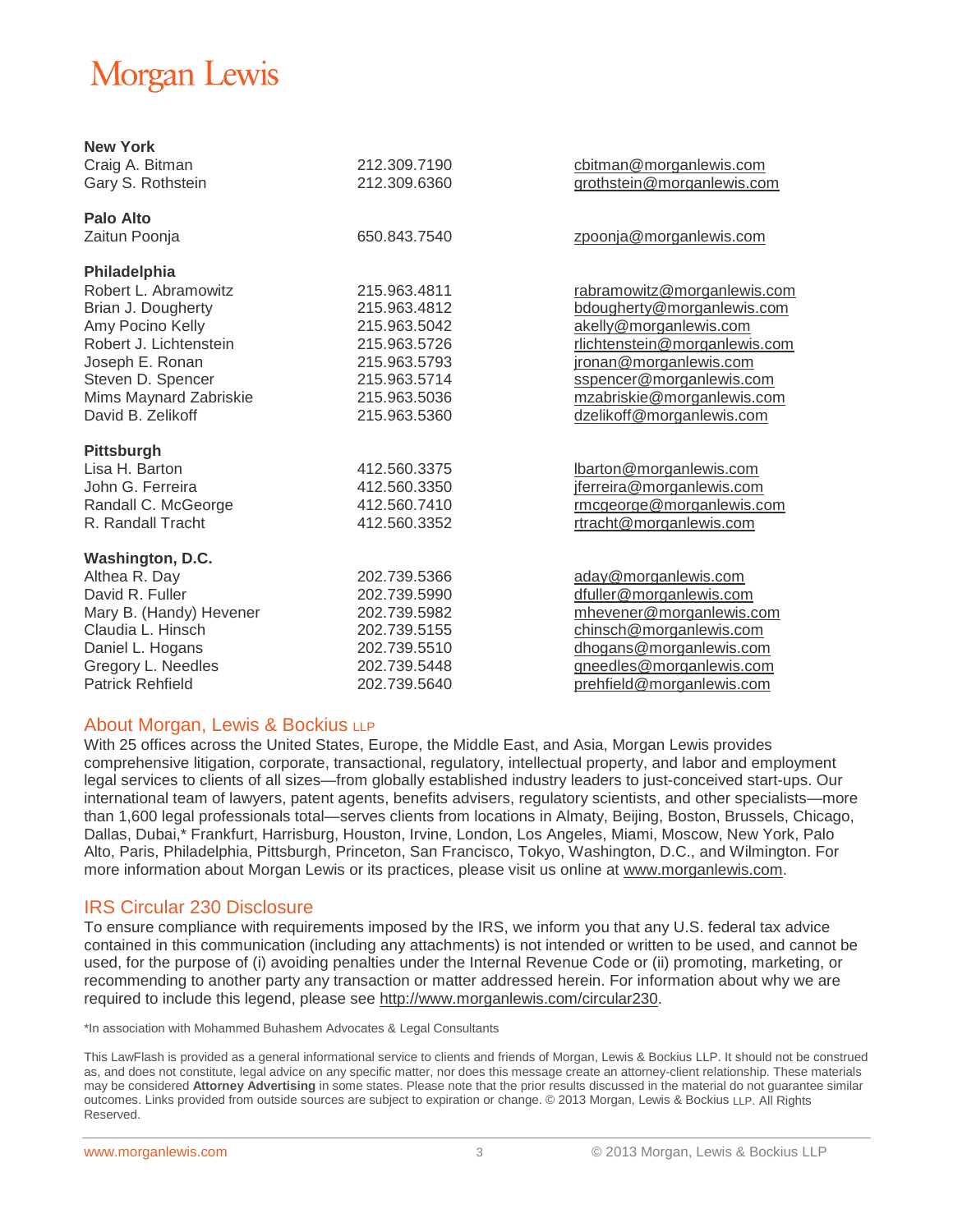Morgan Lewis

| | | |
|---|---|---|
| **New York** | | |
| Craig A. Bitman | 212.309.7190 | cbitman@morganlewis.com |
| Gary S. Rothstein | 212.309.6360 | grothstein@morganlewis.com |
| **Palo Alto** | | |
| Zaitun Poonja | 650.843.7540 | zpoonja@morganlewis.com |
| **Philadelphia** | | |
| Robert L. Abramowitz | 215.963.4811 | rabramowitz@morganlewis.com |
| Brian J. Dougherty | 215.963.4812 | bdougherty@morganlewis.com |
| Amy Pocino Kelly | 215.963.5042 | akelly@morganlewis.com |
| Robert J. Lichtenstein | 215.963.5726 | rlichtenstein@morganlewis.com |
| Joseph E. Ronan | 215.963.5793 | jronan@morganlewis.com |
| Steven D. Spencer | 215.963.5714 | sspencer@morganlewis.com |
| Mims Maynard Zabriskie | 215.963.5036 | mzabriskie@morganlewis.com |
| David B. Zelikoff | 215.963.5360 | dzelikoff@morganlewis.com |
| **Pittsburgh** | | |
| Lisa H. Barton | 412.560.3375 | lbarton@morganlewis.com |
| John G. Ferreira | 412.560.3350 | jferreira@morganlewis.com |
| Randall C. McGeorge | 412.560.7410 | rmcgeorge@morganlewis.com |
| R. Randall Tracht | 412.560.3352 | rtracht@morganlewis.com |
| **Washington, D.C.** | | |
| Althea R. Day | 202.739.5366 | aday@morganlewis.com |
| David R. Fuller | 202.739.5990 | dfuller@morganlewis.com |
| Mary B. (Handy) Hevener | 202.739.5982 | mhevener@morganlewis.com |
| Claudia L. Hinsch | 202.739.5155 | chinsch@morganlewis.com |
| Daniel L. Hogans | 202.739.5510 | dhogans@morganlewis.com |
| Gregory L. Needles | 202.739.5448 | gneedles@morganlewis.com |
| Patrick Rehfield | 202.739.5640 | prehfield@morganlewis.com |

## About Morgan, Lewis & Bockius LLP

With 25 offices across the United States, Europe, the Middle East, and Asia, Morgan Lewis provides comprehensive litigation, corporate, transactional, regulatory, intellectual property, and labor and employment legal services to clients of all sizes—from globally established industry leaders to just-conceived start-ups. Our international team of lawyers, patent agents, benefits advisers, regulatory scientists, and other specialists—more than 1,600 legal professionals total—serves clients from locations in Almaty, Beijing, Boston, Brussels, Chicago, Dallas, Dubai,* Frankfurt, Harrisburg, Houston, Irvine, London, Los Angeles, Miami, Moscow, New York, Palo Alto, Paris, Philadelphia, Pittsburgh, Princeton, San Francisco, Tokyo, Washington, D.C., and Wilmington. For more information about Morgan Lewis or its practices, please visit us online at www.morganlewis.com.

## IRS Circular 230 Disclosure

To ensure compliance with requirements imposed by the IRS, we inform you that any U.S. federal tax advice contained in this communication (including any attachments) is not intended or written to be used, and cannot be used, for the purpose of (i) avoiding penalties under the Internal Revenue Code or (ii) promoting, marketing, or recommending to another party any transaction or matter addressed herein. For information about why we are required to include this legend, please see http://www.morganlewis.com/circular230.

*In association with Mohammed Buhashem Advocates & Legal Consultants

This LawFlash is provided as a general informational service to clients and friends of Morgan, Lewis & Bockius LLP. It should not be construed as, and does not constitute, legal advice on any specific matter, nor does this message create an attorney-client relationship. These materials may be considered **Attorney Advertising** in some states. Please note that the prior results discussed in the material do not guarantee similar outcomes. Links provided from outside sources are subject to expiration or change. © 2013 Morgan, Lewis & Bockius LLP. All Rights Reserved.